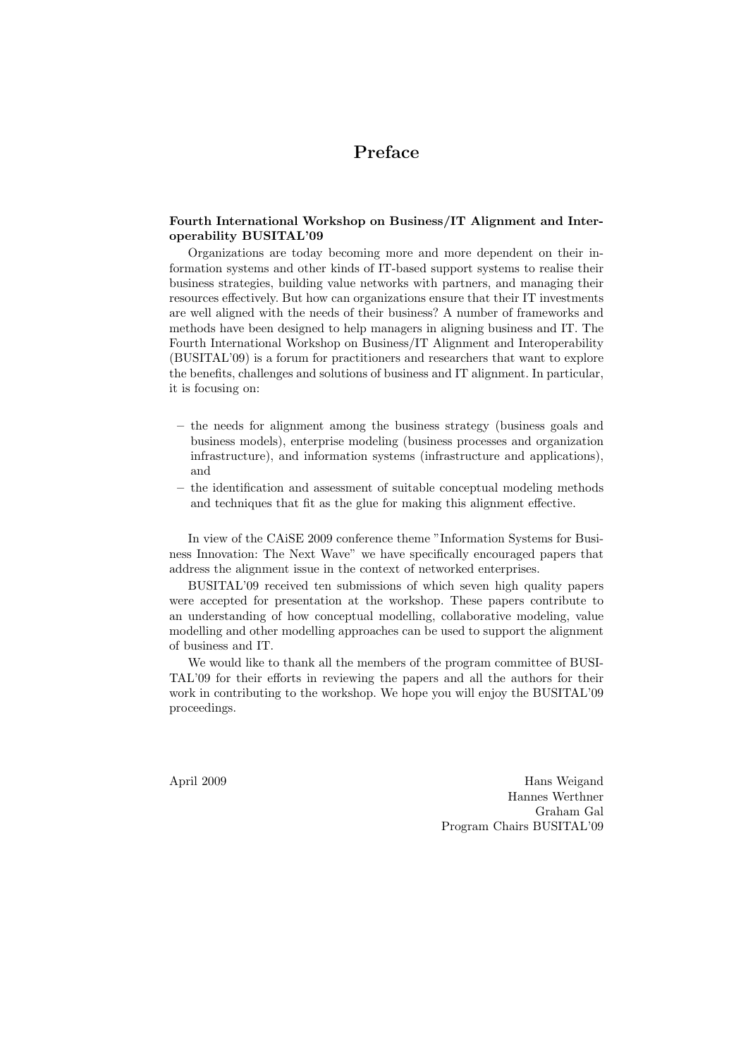# Preface

**Fourth International Workshop on Business/IT Alignment and Interoperability BUSITAL'09**

Organizations are today becoming more and more dependent on their information systems and other kinds of IT-based support systems to realise their business strategies, building value networks with partners, and managing their resources effectively. But how can organizations ensure that their IT investments are well aligned with the needs of their business? A number of frameworks and methods have been designed to help managers in aligning business and IT. The Fourth International Workshop on Business/IT Alignment and Interoperability (BUSITAL'09) is a forum for practitioners and researchers that want to explore the benefits, challenges and solutions of business and IT alignment. In particular, it is focusing on:

- the needs for alignment among the business strategy (business goals and business models), enterprise modeling (business processes and organization infrastructure), and information systems (infrastructure and applications), and
- the identification and assessment of suitable conceptual modeling methods and techniques that fit as the glue for making this alignment effective.

In view of the CAiSE 2009 conference theme "Information Systems for Business Innovation: The Next Wave" we have specifically encouraged papers that address the alignment issue in the context of networked enterprises.

BUSITAL'09 received ten submissions of which seven high quality papers were accepted for presentation at the workshop. These papers contribute to an understanding of how conceptual modelling, collaborative modeling, value modelling and other modelling approaches can be used to support the alignment of business and IT.

We would like to thank all the members of the program committee of BUSITAL'09 for their efforts in reviewing the papers and all the authors for their work in contributing to the workshop. We hope you will enjoy the BUSITAL'09 proceedings.

April 2009

Hans Weigand
Hannes Werthner
Graham Gal
Program Chairs BUSITAL'09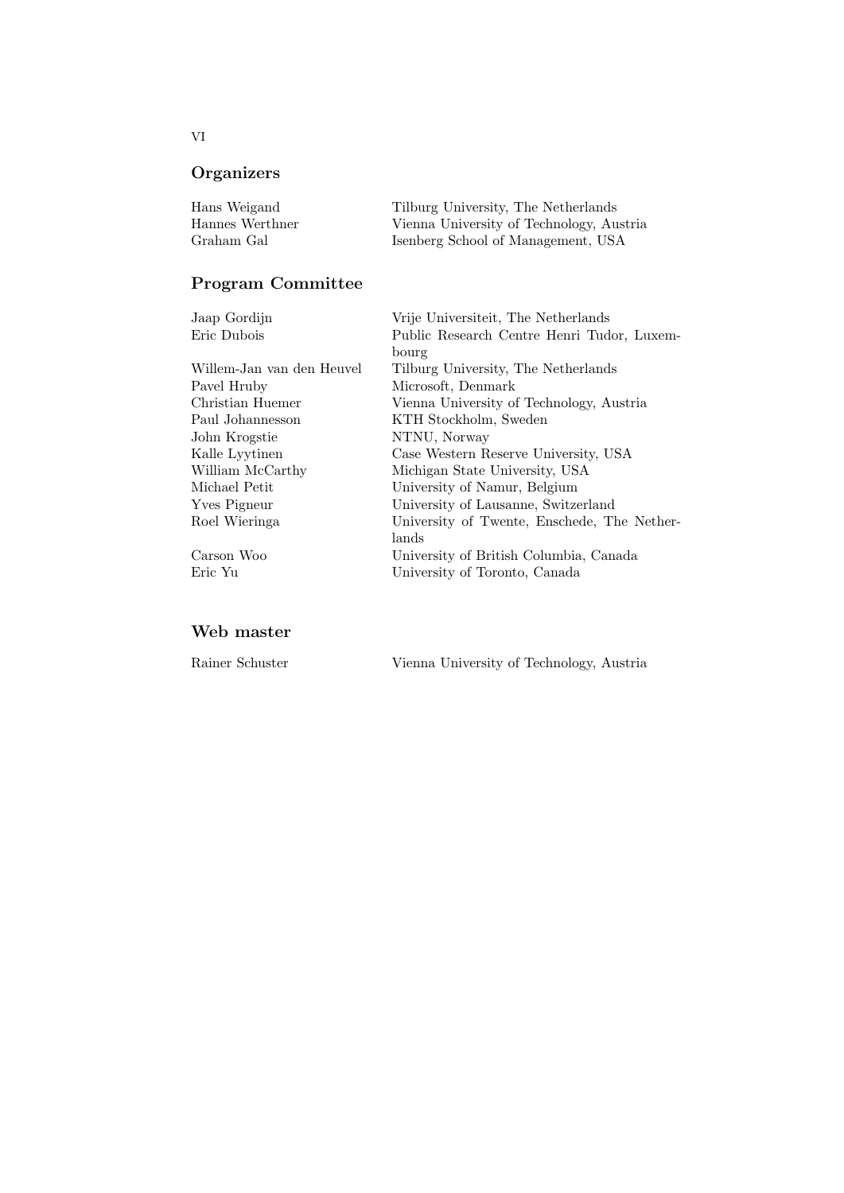## Organizers

| | |
|---|---|
| Hans Weigand | Tilburg University, The Netherlands |
| Hannes Werthner | Vienna University of Technology, Austria |
| Graham Gal | Isenberg School of Management, USA |

## Program Committee

| | |
|---|---|
| Jaap Gordijn | Vrije Universiteit, The Netherlands |
| Eric Dubois | Public Research Centre Henri Tudor, Luxembourg |
| Willem-Jan van den Heuvel | Tilburg University, The Netherlands |
| Pavel Hruby | Microsoft, Denmark |
| Christian Huemer | Vienna University of Technology, Austria |
| Paul Johannesson | KTH Stockholm, Sweden |
| John Krogstie | NTNU, Norway |
| Kalle Lyytinen | Case Western Reserve University, USA |
| William McCarthy | Michigan State University, USA |
| Michael Petit | University of Namur, Belgium |
| Yves Pigneur | University of Lausanne, Switzerland |
| Roel Wieringa | University of Twente, Enschede, The Netherlands |
| Carson Woo | University of British Columbia, Canada |
| Eric Yu | University of Toronto, Canada |

## Web master

| | |
|---|---|
| Rainer Schuster | Vienna University of Technology, Austria |